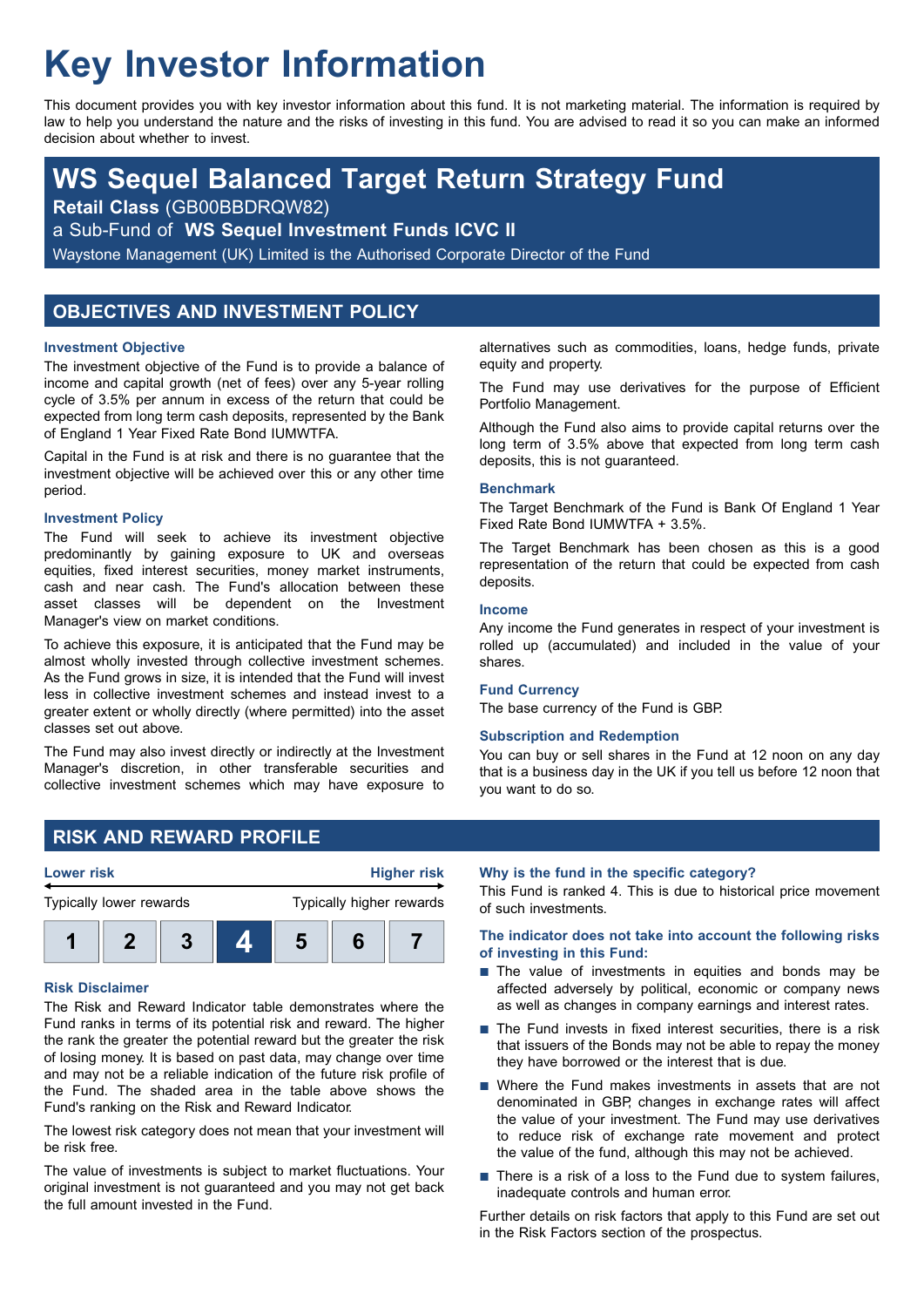# Key Investor Information

This document provides you with key investor information about this fund. It is not marketing material. The information is required by law to help you understand the nature and the risks of investing in this fund. You are advised to read it so you can make an informed decision about whether to invest.

## WS Sequel Balanced Target Return Strategy Fund

**Retail Class** (GB00BBDRQW82)

a Sub-Fund of **WS Sequel Investment Funds ICVC II**

Waystone Management (UK) Limited is the Authorised Corporate Director of the Fund

## OBJECTIVES AND INVESTMENT POLICY

### Investment Objective

The investment objective of the Fund is to provide a balance of income and capital growth (net of fees) over any 5-year rolling cycle of 3.5% per annum in excess of the return that could be expected from long term cash deposits, represented by the Bank of England 1 Year Fixed Rate Bond IUMWTFA.

Capital in the Fund is at risk and there is no guarantee that the investment objective will be achieved over this or any other time period.

### Investment Policy

The Fund will seek to achieve its investment objective predominantly by gaining exposure to UK and overseas equities, fixed interest securities, money market instruments, cash and near cash. The Fund's allocation between these asset classes will be dependent on the Investment Manager's view on market conditions.

To achieve this exposure, it is anticipated that the Fund may be almost wholly invested through collective investment schemes. As the Fund grows in size, it is intended that the Fund will invest less in collective investment schemes and instead invest to a greater extent or wholly directly (where permitted) into the asset classes set out above.

The Fund may also invest directly or indirectly at the Investment Manager's discretion, in other transferable securities and collective investment schemes which may have exposure to alternatives such as commodities, loans, hedge funds, private equity and property.

The Fund may use derivatives for the purpose of Efficient Portfolio Management.

Although the Fund also aims to provide capital returns over the long term of 3.5% above that expected from long term cash deposits, this is not guaranteed.

### Benchmark

The Target Benchmark of the Fund is Bank Of England 1 Year Fixed Rate Bond IUMWTFA + 3.5%.

The Target Benchmark has been chosen as this is a good representation of the return that could be expected from cash deposits.

### Income

Any income the Fund generates in respect of your investment is rolled up (accumulated) and included in the value of your shares.

### Fund Currency

The base currency of the Fund is GBP.

### Subscription and Redemption

You can buy or sell shares in the Fund at 12 noon on any day that is a business day in the UK if you tell us before 12 noon that you want to do so.

## RISK AND REWARD PROFILE

| Lower risk | | | | | | Higher risk |
|---|---|---|---|---|---|---|
| Typically lower rewards | | | | | | Typically higher rewards |
| 1 | 2 | 3 | **4** | 5 | 6 | 7 |

### Risk Disclaimer

The Risk and Reward Indicator table demonstrates where the Fund ranks in terms of its potential risk and reward. The higher the rank the greater the potential reward but the greater the risk of losing money. It is based on past data, may change over time and may not be a reliable indication of the future risk profile of the Fund. The shaded area in the table above shows the Fund's ranking on the Risk and Reward Indicator.

The lowest risk category does not mean that your investment will be risk free.

The value of investments is subject to market fluctuations. Your original investment is not guaranteed and you may not get back the full amount invested in the Fund.

### Why is the fund in the specific category?

This Fund is ranked 4. This is due to historical price movement of such investments.

### The indicator does not take into account the following risks of investing in this Fund:

- The value of investments in equities and bonds may be affected adversely by political, economic or company news as well as changes in company earnings and interest rates.
- The Fund invests in fixed interest securities, there is a risk that issuers of the Bonds may not be able to repay the money they have borrowed or the interest that is due.
- Where the Fund makes investments in assets that are not denominated in GBP, changes in exchange rates will affect the value of your investment. The Fund may use derivatives to reduce risk of exchange rate movement and protect the value of the fund, although this may not be achieved.
- There is a risk of a loss to the Fund due to system failures, inadequate controls and human error.

Further details on risk factors that apply to this Fund are set out in the Risk Factors section of the prospectus.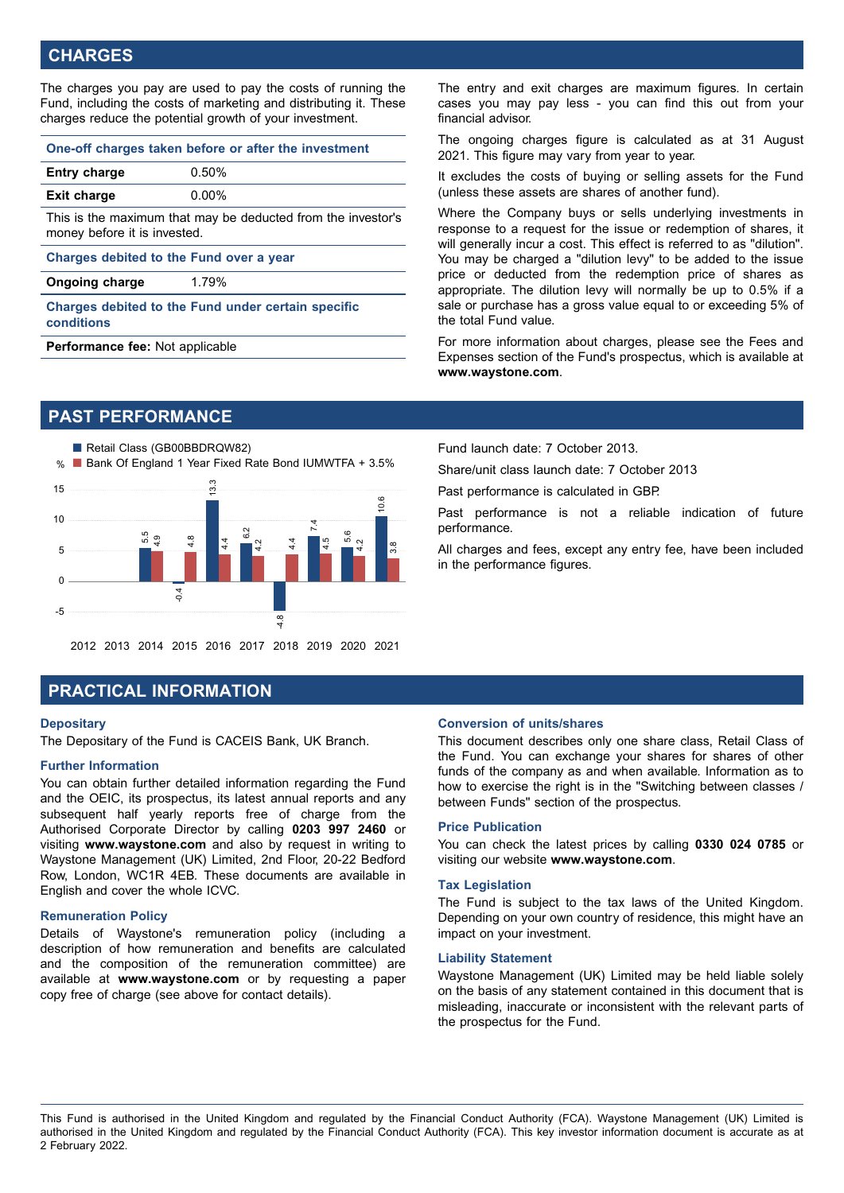## CHARGES

The charges you pay are used to pay the costs of running the Fund, including the costs of marketing and distributing it. These charges reduce the potential growth of your investment.

| One-off charges taken before or after the investment | |
|---|---|
| **Entry charge** | 0.50% |
| **Exit charge** | 0.00% |
| This is the maximum that may be deducted from the investor's money before it is invested. | |
| **Charges debited to the Fund over a year** | |
| **Ongoing charge** | 1.79% |
| **Charges debited to the Fund under certain specific conditions** | |
| **Performance fee:** Not applicable | |

The entry and exit charges are maximum figures. In certain cases you may pay less - you can find this out from your financial advisor.

The ongoing charges figure is calculated as at 31 August 2021. This figure may vary from year to year.

It excludes the costs of buying or selling assets for the Fund (unless these assets are shares of another fund).

Where the Company buys or sells underlying investments in response to a request for the issue or redemption of shares, it will generally incur a cost. This effect is referred to as "dilution". You may be charged a "dilution levy" to be added to the issue price or deducted from the redemption price of shares as appropriate. The dilution levy will normally be up to 0.5% if a sale or purchase has a gross value equal to or exceeding 5% of the total Fund value.

For more information about charges, please see the Fees and Expenses section of the Fund's prospectus, which is available at **www.waystone.com**.

## PAST PERFORMANCE

Retail Class (GB00BBDRQW82)
Bank Of England 1 Year Fixed Rate Bond IUMWTFA + 3.5%

%
15
10
5
0
-5

5.5 4.9 -0.4 4.8 13.3 4.4 6.2 4.2 -4.8 4.4 7.4 4.5 5.6 4.2 10.6 3.8

2012 2013 2014 2015 2016 2017 2018 2019 2020 2021

Fund launch date: 7 October 2013.

Share/unit class launch date: 7 October 2013

Past performance is calculated in GBP.

Past performance is not a reliable indication of future performance.

All charges and fees, except any entry fee, have been included in the performance figures.

## PRACTICAL INFORMATION

### Depositary

The Depositary of the Fund is CACEIS Bank, UK Branch.

### Further Information

You can obtain further detailed information regarding the Fund and the OEIC, its prospectus, its latest annual reports and any subsequent half yearly reports free of charge from the Authorised Corporate Director by calling **0203 997 2460** or visiting **www.waystone.com** and also by request in writing to Waystone Management (UK) Limited, 2nd Floor, 20-22 Bedford Row, London, WC1R 4EB. These documents are available in English and cover the whole ICVC.

### Remuneration Policy

Details of Waystone's remuneration policy (including a description of how remuneration and benefits are calculated and the composition of the remuneration committee) are available at **www.waystone.com** or by requesting a paper copy free of charge (see above for contact details).

### Conversion of units/shares

This document describes only one share class, Retail Class of the Fund. You can exchange your shares for shares of other funds of the company as and when available. Information as to how to exercise the right is in the "Switching between classes / between Funds" section of the prospectus.

### Price Publication

You can check the latest prices by calling **0330 024 0785** or visiting our website **www.waystone.com**.

### Tax Legislation

The Fund is subject to the tax laws of the United Kingdom. Depending on your own country of residence, this might have an impact on your investment.

### Liability Statement

Waystone Management (UK) Limited may be held liable solely on the basis of any statement contained in this document that is misleading, inaccurate or inconsistent with the relevant parts of the prospectus for the Fund.

This Fund is authorised in the United Kingdom and regulated by the Financial Conduct Authority (FCA). Waystone Management (UK) Limited is authorised in the United Kingdom and regulated by the Financial Conduct Authority (FCA). This key investor information document is accurate as at 2 February 2022.